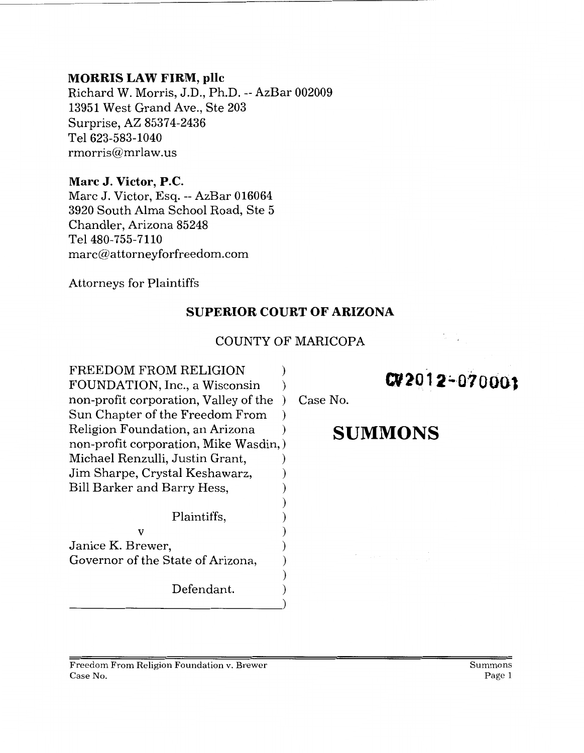**MORRIS LAW FIRM, pllc**
Richard W. Morris, J.D., Ph.D. -- AzBar 002009
13951 West Grand Ave., Ste 203
Surprise, AZ 85374-2436
Tel 623-583-1040
rmorris@mrlaw.us

**Marc J. Victor, P.C.**
Marc J. Victor, Esq. -- AzBar 016064
3920 South Alma School Road, Ste 5
Chandler, Arizona 85248
Tel 480-755-7110
marc@attorneyforfreedom.com

Attorneys for Plaintiffs

**SUPERIOR COURT OF ARIZONA**

COUNTY OF MARICOPA

FREEDOM FROM RELIGION FOUNDATION, Inc., a Wisconsin non-profit corporation, Valley of the Sun Chapter of the Freedom From Religion Foundation, an Arizona non-profit corporation, Mike Wasdin, Michael Renzulli, Justin Grant, Jim Sharpe, Crystal Keshawarz, Bill Barker and Barry Hess,

Plaintiffs,

v

Janice K. Brewer, Governor of the State of Arizona,

Defendant.

**CV2012-070001**

Case No.

# SUMMONS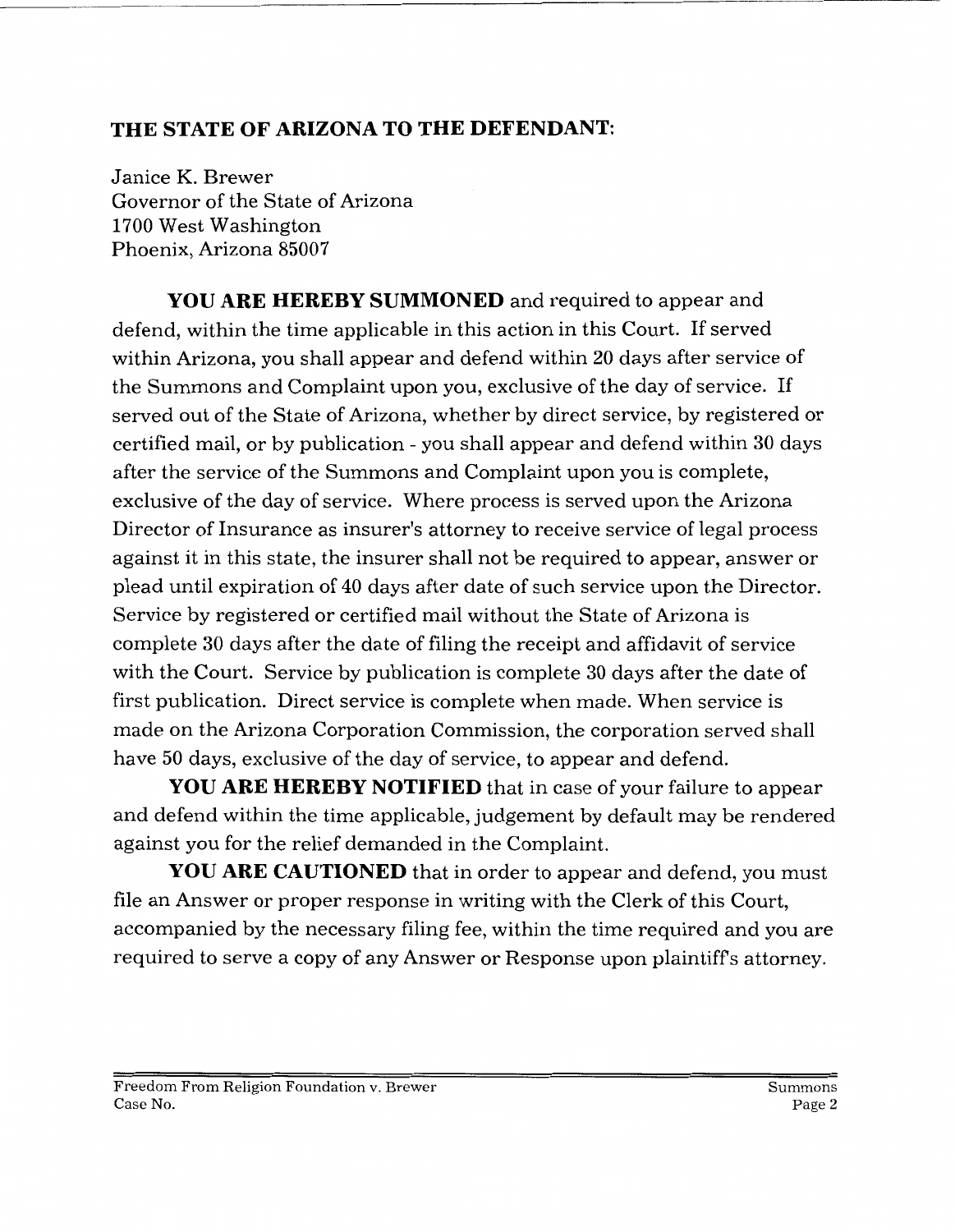**THE STATE OF ARIZONA TO THE DEFENDANT:**

Janice K. Brewer
Governor of the State of Arizona
1700 West Washington
Phoenix, Arizona 85007

**YOU ARE HEREBY SUMMONED** and required to appear and defend, within the time applicable in this action in this Court. If served within Arizona, you shall appear and defend within 20 days after service of the Summons and Complaint upon you, exclusive of the day of service. If served out of the State of Arizona, whether by direct service, by registered or certified mail, or by publication - you shall appear and defend within 30 days after the service of the Summons and Complaint upon you is complete, exclusive of the day of service. Where process is served upon the Arizona Director of Insurance as insurer's attorney to receive service of legal process against it in this state, the insurer shall not be required to appear, answer or plead until expiration of 40 days after date of such service upon the Director. Service by registered or certified mail without the State of Arizona is complete 30 days after the date of filing the receipt and affidavit of service with the Court. Service by publication is complete 30 days after the date of first publication. Direct service is complete when made. When service is made on the Arizona Corporation Commission, the corporation served shall have 50 days, exclusive of the day of service, to appear and defend.

**YOU ARE HEREBY NOTIFIED** that in case of your failure to appear and defend within the time applicable, judgement by default may be rendered against you for the relief demanded in the Complaint.

**YOU ARE CAUTIONED** that in order to appear and defend, you must file an Answer or proper response in writing with the Clerk of this Court, accompanied by the necessary filing fee, within the time required and you are required to serve a copy of any Answer or Response upon plaintiff's attorney.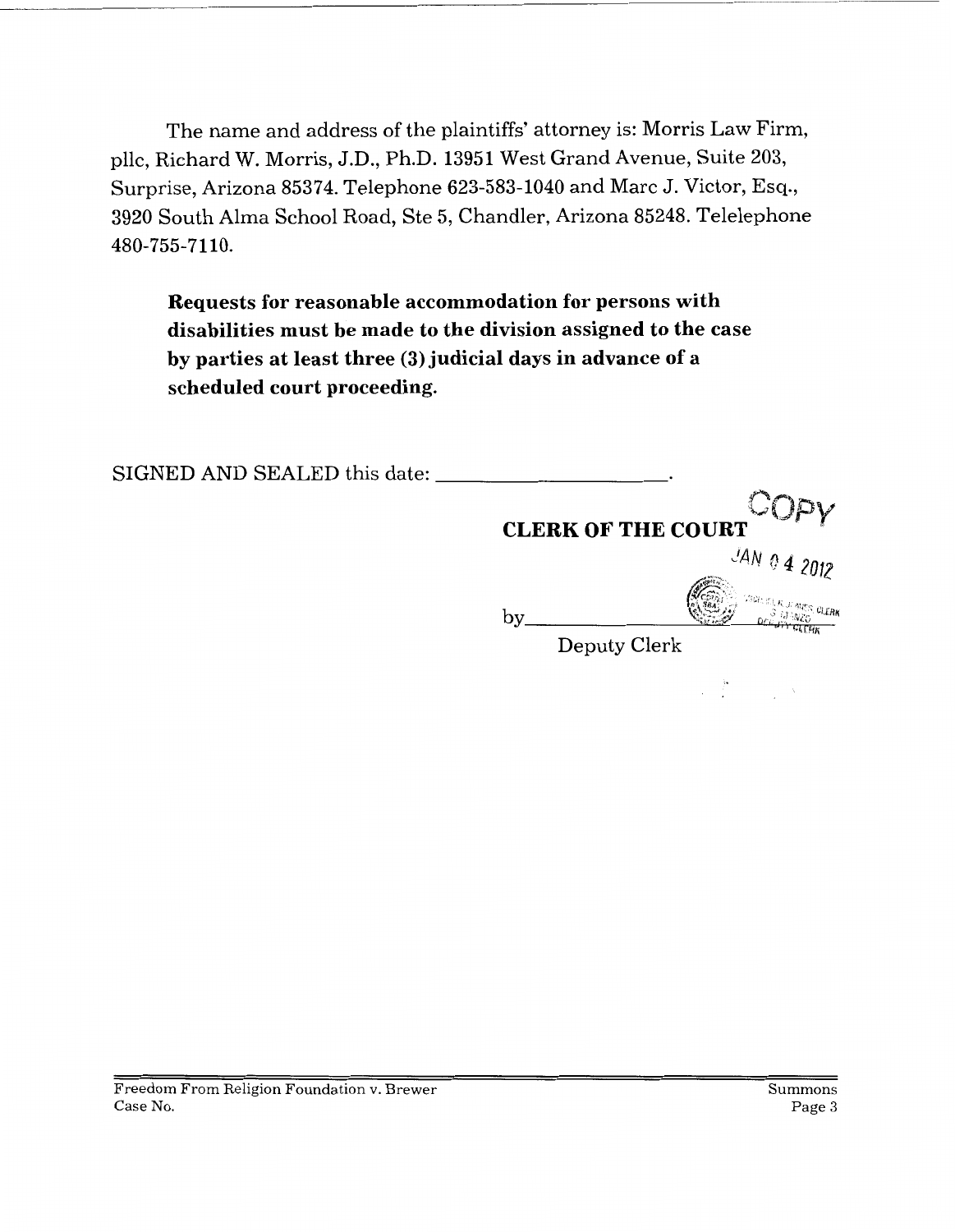The name and address of the plaintiffs' attorney is: Morris Law Firm, pllc, Richard W. Morris, J.D., Ph.D. 13951 West Grand Avenue, Suite 203, Surprise, Arizona 85374. Telephone 623-583-1040 and Marc J. Victor, Esq., 3920 South Alma School Road, Ste 5, Chandler, Arizona 85248. Telelephone 480-755-7110.

**Requests for reasonable accommodation for persons with disabilities must be made to the division assigned to the case by parties at least three (3) judicial days in advance of a scheduled court proceeding.**

SIGNED AND SEALED this date: \_\_\_\_\_\_\_\_\_\_\_\_\_\_\_\_\_\_\_\_.

COPY

**CLERK OF THE COURT**

JAN 04 2012

by\_\_\_\_\_\_\_\_\_\_\_\_\_\_\_\_\_\_\_\_

Deputy Clerk

Freedom From Religion Foundation v. Brewer
Case No.

Summons